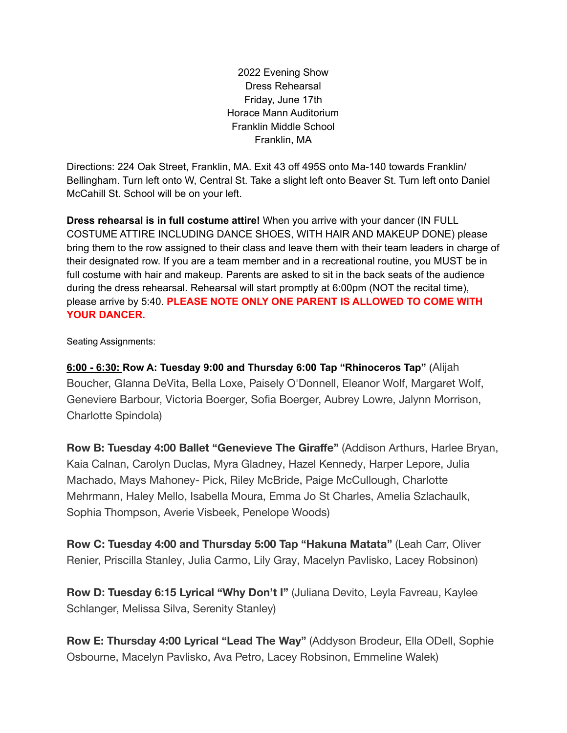2022 Evening Show
Dress Rehearsal
Friday, June 17th
Horace Mann Auditorium
Franklin Middle School
Franklin, MA

Directions: 224 Oak Street, Franklin, MA. Exit 43 off 495S onto Ma-140 towards Franklin/ Bellingham. Turn left onto W, Central St. Take a slight left onto Beaver St. Turn left onto Daniel McCahill St. School will be on your left.

**Dress rehearsal is in full costume attire!** When you arrive with your dancer (IN FULL COSTUME ATTIRE INCLUDING DANCE SHOES, WITH HAIR AND MAKEUP DONE) please bring them to the row assigned to their class and leave them with their team leaders in charge of their designated row. If you are a team member and in a recreational routine, you MUST be in full costume with hair and makeup. Parents are asked to sit in the back seats of the audience during the dress rehearsal. Rehearsal will start promptly at 6:00pm (NOT the recital time), please arrive by 5:40. **PLEASE NOTE ONLY ONE PARENT IS ALLOWED TO COME WITH YOUR DANCER.**

Seating Assignments:

**6:00 - 6:30: Row A: Tuesday 9:00 and Thursday 6:00 Tap "Rhinoceros Tap"** (Alijah Boucher, GIanna DeVita, Bella Loxe, Paisely O'Donnell, Eleanor Wolf, Margaret Wolf, Geneviere Barbour, Victoria Boerger, Sofia Boerger, Aubrey Lowre, Jalynn Morrison, Charlotte Spindola)

**Row B: Tuesday 4:00 Ballet "Genevieve The Giraffe"** (Addison Arthurs, Harlee Bryan, Kaia Calnan, Carolyn Duclas, Myra Gladney, Hazel Kennedy, Harper Lepore, Julia Machado, Mays Mahoney- Pick, Riley McBride, Paige McCullough, Charlotte Mehrmann, Haley Mello, Isabella Moura, Emma Jo St Charles, Amelia Szlachaulk, Sophia Thompson, Averie Visbeek, Penelope Woods)

**Row C: Tuesday 4:00 and Thursday 5:00 Tap "Hakuna Matata"** (Leah Carr, Oliver Renier, Priscilla Stanley, Julia Carmo, Lily Gray, Macelyn Pavlisko, Lacey Robsinon)

**Row D: Tuesday 6:15 Lyrical "Why Don't I"** (Juliana Devito, Leyla Favreau, Kaylee Schlanger, Melissa Silva, Serenity Stanley)

**Row E: Thursday 4:00 Lyrical "Lead The Way"** (Addyson Brodeur, Ella ODell, Sophie Osbourne, Macelyn Pavlisko, Ava Petro, Lacey Robsinon, Emmeline Walek)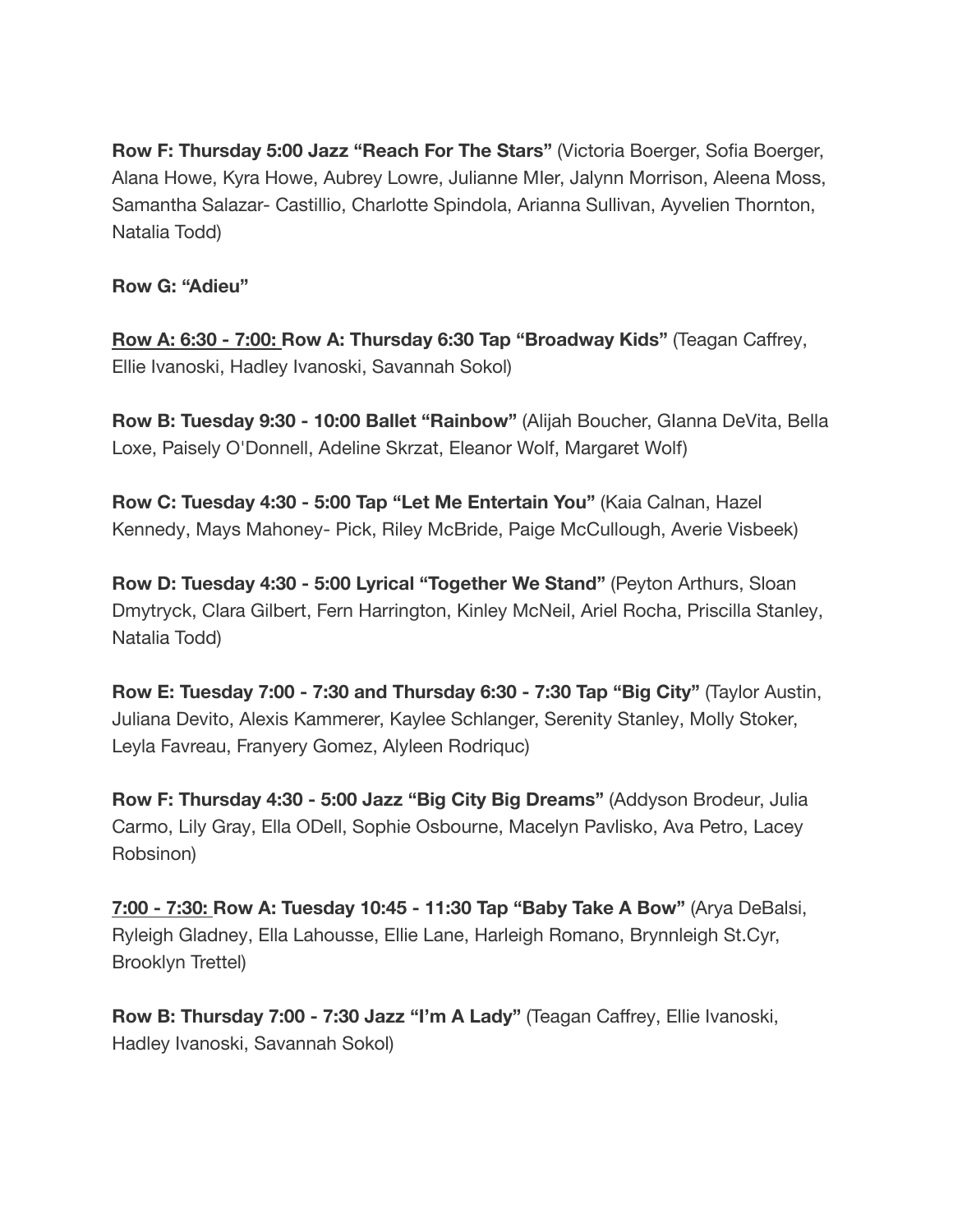**Row F: Thursday 5:00 Jazz "Reach For The Stars"** (Victoria Boerger, Sofia Boerger, Alana Howe, Kyra Howe, Aubrey Lowre, Julianne MIer, Jalynn Morrison, Aleena Moss, Samantha Salazar- Castillio, Charlotte Spindola, Arianna Sullivan, Ayvelien Thornton, Natalia Todd)

**Row G: "Adieu"**

**Row A: 6:30 - 7:00: Row A: Thursday 6:30 Tap "Broadway Kids"** (Teagan Caffrey, Ellie Ivanoski, Hadley Ivanoski, Savannah Sokol)

**Row B: Tuesday 9:30 - 10:00 Ballet "Rainbow"** (Alijah Boucher, GIanna DeVita, Bella Loxe, Paisely O'Donnell, Adeline Skrzat, Eleanor Wolf, Margaret Wolf)

**Row C: Tuesday 4:30 - 5:00 Tap "Let Me Entertain You"** (Kaia Calnan, Hazel Kennedy, Mays Mahoney- Pick, Riley McBride, Paige McCullough, Averie Visbeek)

**Row D: Tuesday 4:30 - 5:00 Lyrical "Together We Stand"** (Peyton Arthurs, Sloan Dmytryck, Clara Gilbert, Fern Harrington, Kinley McNeil, Ariel Rocha, Priscilla Stanley, Natalia Todd)

**Row E: Tuesday 7:00 - 7:30 and Thursday 6:30 - 7:30 Tap "Big City"** (Taylor Austin, Juliana Devito, Alexis Kammerer, Kaylee Schlanger, Serenity Stanley, Molly Stoker, Leyla Favreau, Franyery Gomez, Alyleen Rodriquc)

**Row F: Thursday 4:30 - 5:00 Jazz "Big City Big Dreams"** (Addyson Brodeur, Julia Carmo, Lily Gray, Ella ODell, Sophie Osbourne, Macelyn Pavlisko, Ava Petro, Lacey Robsinon)

**7:00 - 7:30: Row A: Tuesday 10:45 - 11:30 Tap "Baby Take A Bow"** (Arya DeBalsi, Ryleigh Gladney, Ella Lahousse, Ellie Lane, Harleigh Romano, Brynnleigh St.Cyr, Brooklyn Trettel)

**Row B: Thursday 7:00 - 7:30 Jazz "I'm A Lady"** (Teagan Caffrey, Ellie Ivanoski, Hadley Ivanoski, Savannah Sokol)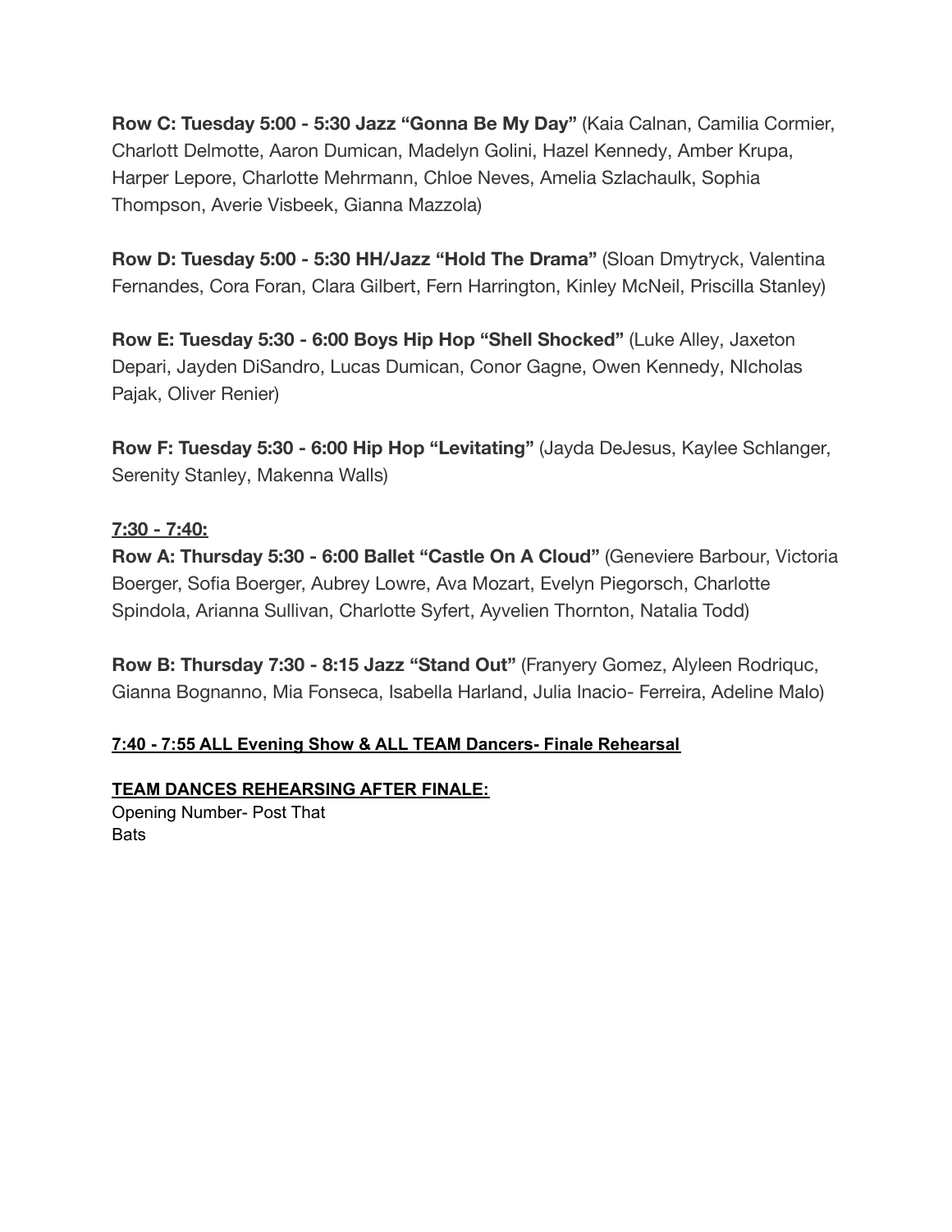**Row C: Tuesday 5:00 - 5:30 Jazz "Gonna Be My Day"** (Kaia Calnan, Camilia Cormier, Charlott Delmotte, Aaron Dumican, Madelyn Golini, Hazel Kennedy, Amber Krupa, Harper Lepore, Charlotte Mehrmann, Chloe Neves, Amelia Szlachaulk, Sophia Thompson, Averie Visbeek, Gianna Mazzola)

**Row D: Tuesday 5:00 - 5:30 HH/Jazz "Hold The Drama"** (Sloan Dmytryck, Valentina Fernandes, Cora Foran, Clara Gilbert, Fern Harrington, Kinley McNeil, Priscilla Stanley)

**Row E: Tuesday 5:30 - 6:00 Boys Hip Hop "Shell Shocked"** (Luke Alley, Jaxeton Depari, Jayden DiSandro, Lucas Dumican, Conor Gagne, Owen Kennedy, NIcholas Pajak, Oliver Renier)

**Row F: Tuesday 5:30 - 6:00 Hip Hop "Levitating"** (Jayda DeJesus, Kaylee Schlanger, Serenity Stanley, Makenna Walls)

**7:30 - 7:40:**

**Row A: Thursday 5:30 - 6:00 Ballet "Castle On A Cloud"** (Geneviere Barbour, Victoria Boerger, Sofia Boerger, Aubrey Lowre, Ava Mozart, Evelyn Piegorsch, Charlotte Spindola, Arianna Sullivan, Charlotte Syfert, Ayvelien Thornton, Natalia Todd)

**Row B: Thursday 7:30 - 8:15 Jazz "Stand Out"** (Franyery Gomez, Alyleen Rodriquc, Gianna Bognanno, Mia Fonseca, Isabella Harland, Julia Inacio- Ferreira, Adeline Malo)

**7:40 - 7:55 ALL Evening Show & ALL TEAM Dancers- Finale Rehearsal**

**TEAM DANCES REHEARSING AFTER FINALE:**

Opening Number- Post That
Bats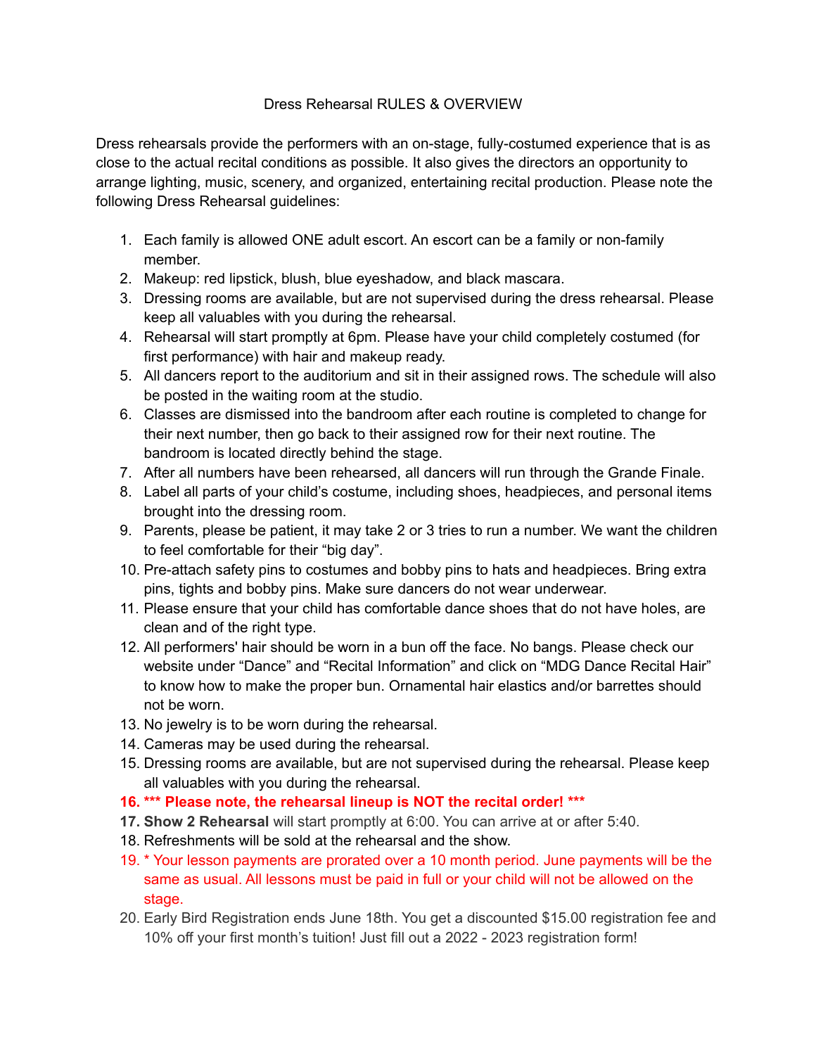# Dress Rehearsal RULES & OVERVIEW

Dress rehearsals provide the performers with an on-stage, fully-costumed experience that is as close to the actual recital conditions as possible. It also gives the directors an opportunity to arrange lighting, music, scenery, and organized, entertaining recital production. Please note the following Dress Rehearsal guidelines:

1. Each family is allowed ONE adult escort. An escort can be a family or non-family member.
2. Makeup: red lipstick, blush, blue eyeshadow, and black mascara.
3. Dressing rooms are available, but are not supervised during the dress rehearsal. Please keep all valuables with you during the rehearsal.
4. Rehearsal will start promptly at 6pm. Please have your child completely costumed (for first performance) with hair and makeup ready.
5. All dancers report to the auditorium and sit in their assigned rows. The schedule will also be posted in the waiting room at the studio.
6. Classes are dismissed into the bandroom after each routine is completed to change for their next number, then go back to their assigned row for their next routine. The bandroom is located directly behind the stage.
7. After all numbers have been rehearsed, all dancers will run through the Grande Finale.
8. Label all parts of your child's costume, including shoes, headpieces, and personal items brought into the dressing room.
9. Parents, please be patient, it may take 2 or 3 tries to run a number. We want the children to feel comfortable for their "big day".
10. Pre-attach safety pins to costumes and bobby pins to hats and headpieces. Bring extra pins, tights and bobby pins. Make sure dancers do not wear underwear.
11. Please ensure that your child has comfortable dance shoes that do not have holes, are clean and of the right type.
12. All performers' hair should be worn in a bun off the face. No bangs. Please check our website under "Dance" and "Recital Information" and click on "MDG Dance Recital Hair" to know how to make the proper bun. Ornamental hair elastics and/or barrettes should not be worn.
13. No jewelry is to be worn during the rehearsal.
14. Cameras may be used during the rehearsal.
15. Dressing rooms are available, but are not supervised during the rehearsal. Please keep all valuables with you during the rehearsal.
16. **\*\*\* Please note, the rehearsal lineup is NOT the recital order! \*\*\***
17. **Show 2 Rehearsal** will start promptly at 6:00. You can arrive at or after 5:40.
18. Refreshments will be sold at the rehearsal and the show.
19. \* Your lesson payments are prorated over a 10 month period. June payments will be the same as usual. All lessons must be paid in full or your child will not be allowed on the stage.
20. Early Bird Registration ends June 18th. You get a discounted $15.00 registration fee and 10% off your first month's tuition! Just fill out a 2022 - 2023 registration form!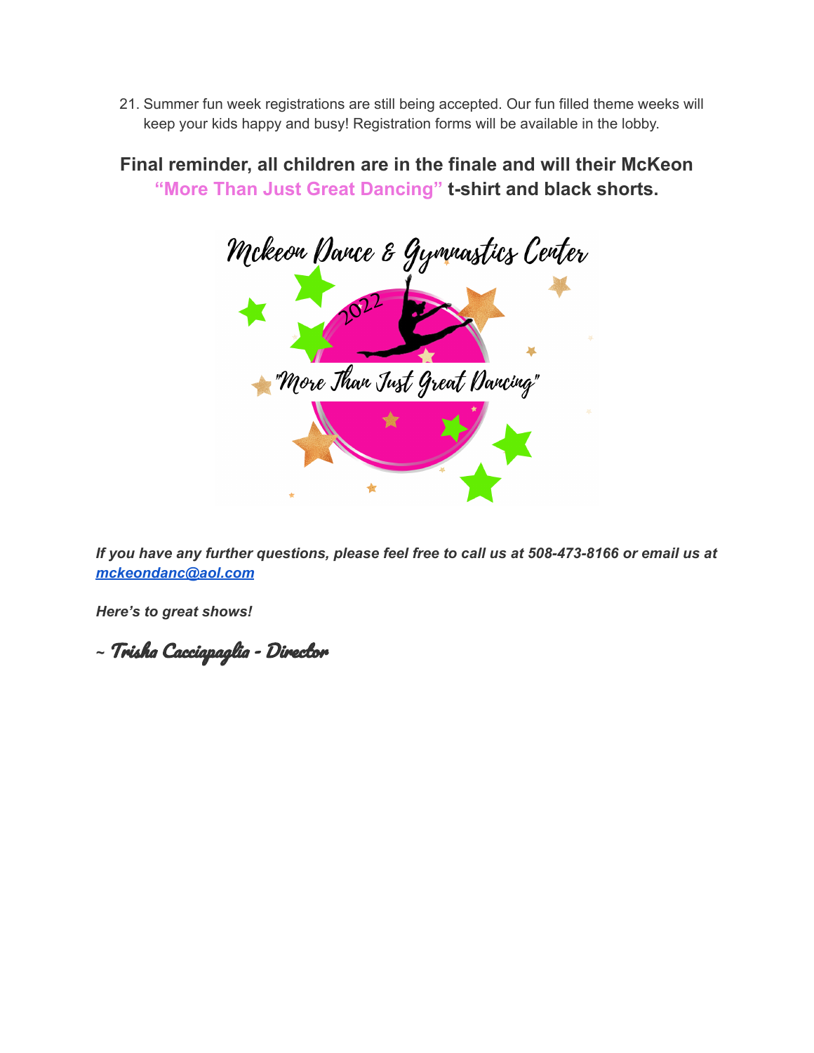21. Summer fun week registrations are still being accepted. Our fun filled theme weeks will keep your kids happy and busy! Registration forms will be available in the lobby.

**Final reminder, all children are in the finale and will their McKeon "More Than Just Great Dancing" t-shirt and black shorts.**

***If you have any further questions, please feel free to call us at 508-473-8166 or email us at [mckeondanc@aol.com](mailto:mckeondanc@aol.com)***

***Here's to great shows!***

~ Trisha Cacciapaglia - Director